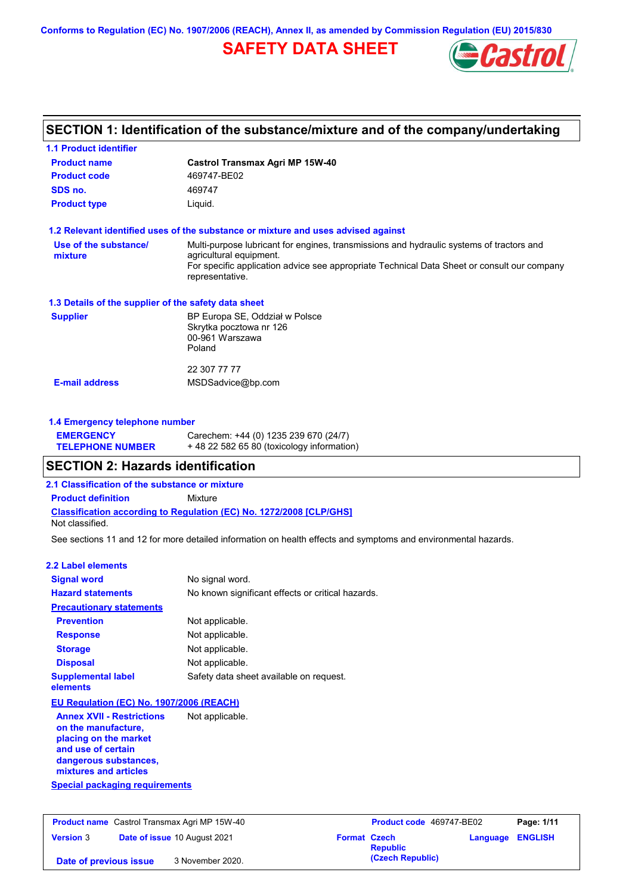Conforms to Regulation (EC) No. 1907/2006 (REACH), Annex II, as amended by Commission Regulation (EU) 2015/830

# SAFETY DATA SHEET

## SECTION 1: Identification of the substance/mixture and of the company/undertaking

### 1.1 Product identifier

| | |
|---|---|
| **Product name** | **Castrol Transmax Agri MP 15W-40** |
| **Product code** | 469747-BE02 |
| **SDS no.** | 469747 |
| **Product type** | Liquid. |

### 1.2 Relevant identified uses of the substance or mixture and uses advised against

**Use of the substance/ mixture**: Multi-purpose lubricant for engines, transmissions and hydraulic systems of tractors and agricultural equipment.
For specific application advice see appropriate Technical Data Sheet or consult our company representative.

### 1.3 Details of the supplier of the safety data sheet

**Supplier**: BP Europa SE, Oddział w Polsce
Skrytka pocztowa nr 126
00-961 Warszawa
Poland

22 307 77 77

**E-mail address**: MSDSadvice@bp.com

### 1.4 Emergency telephone number

**EMERGENCY TELEPHONE NUMBER**: Carechem: +44 (0) 1235 239 670 (24/7)
+ 48 22 582 65 80 (toxicology information)

## SECTION 2: Hazards identification

### 2.1 Classification of the substance or mixture

**Product definition**: Mixture

**Classification according to Regulation (EC) No. 1272/2008 [CLP/GHS]**

Not classified.

See sections 11 and 12 for more detailed information on health effects and symptoms and environmental hazards.

### 2.2 Label elements

| | |
|---|---|
| **Signal word** | No signal word. |
| **Hazard statements** | No known significant effects or critical hazards. |

**Precautionary statements**

| | |
|---|---|
| **Prevention** | Not applicable. |
| **Response** | Not applicable. |
| **Storage** | Not applicable. |
| **Disposal** | Not applicable. |
| **Supplemental label elements** | Safety data sheet available on request. |

**EU Regulation (EC) No. 1907/2006 (REACH)**

**Annex XVII - Restrictions on the manufacture, placing on the market and use of certain dangerous substances, mixtures and articles**: Not applicable.

**Special packaging requirements**

| | | | |
|---|---|---|---|
| **Product name** Castrol Transmax Agri MP 15W-40 | | **Product code** 469747-BE02 | |
| **Version** 3 | **Date of issue** 10 August 2021 | **Format** Czech Republic (Czech Republic) | **Language** ENGLISH |
| **Date of previous issue** | 3 November 2020. | | |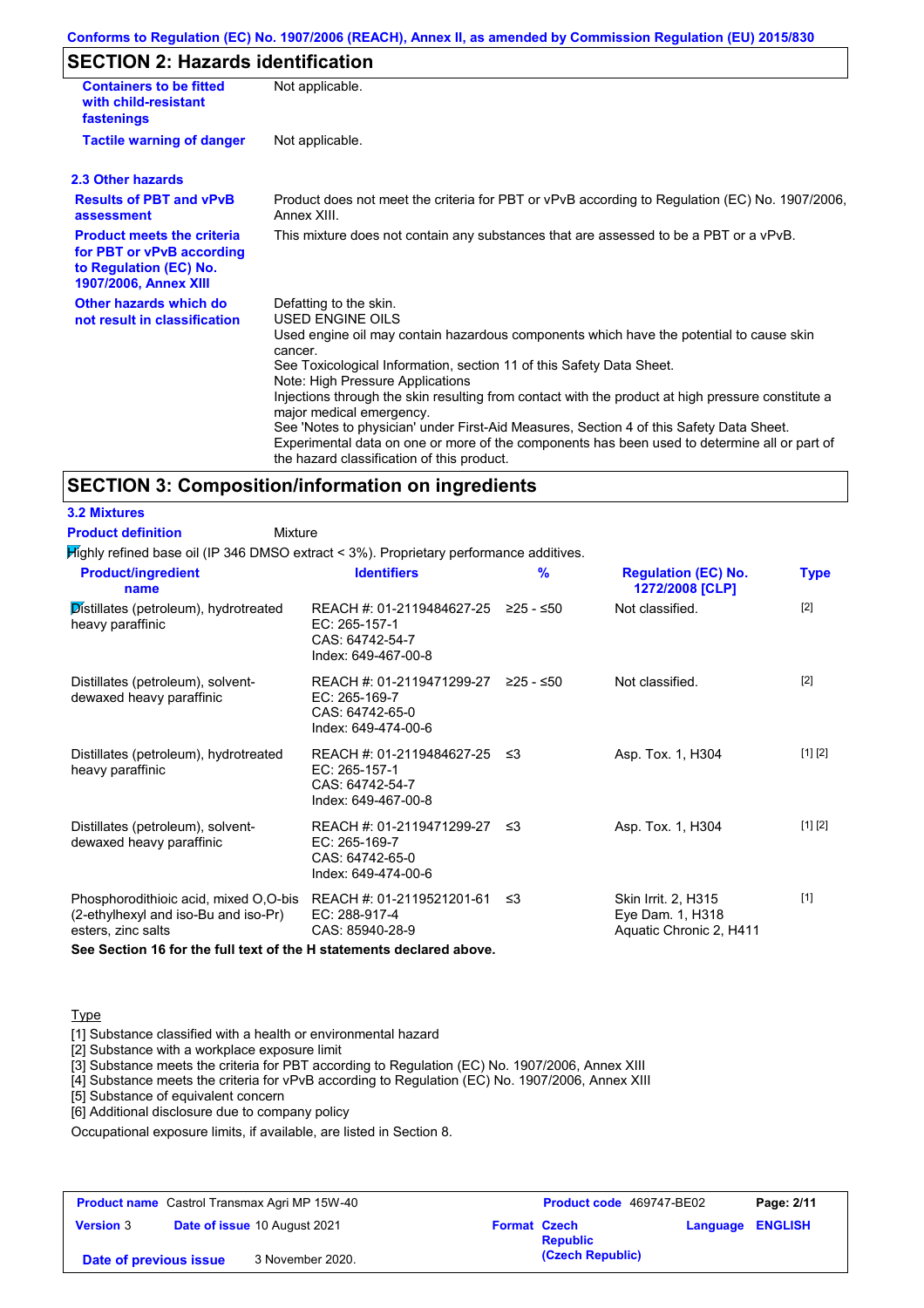Conforms to Regulation (EC) No. 1907/2006 (REACH), Annex II, as amended by Commission Regulation (EU) 2015/830

## SECTION 2: Hazards identification

| | |
|---|---|
| **Containers to be fitted with child-resistant fastenings** | Not applicable. |
| **Tactile warning of danger** | Not applicable. |

### 2.3 Other hazards

| | |
|---|---|
| **Results of PBT and vPvB assessment** | Product does not meet the criteria for PBT or vPvB according to Regulation (EC) No. 1907/2006, Annex XIII. |
| **Product meets the criteria for PBT or vPvB according to Regulation (EC) No. 1907/2006, Annex XIII** | This mixture does not contain any substances that are assessed to be a PBT or a vPvB. |
| **Other hazards which do not result in classification** | Defatting to the skin.<br>USED ENGINE OILS<br>Used engine oil may contain hazardous components which have the potential to cause skin cancer.<br>See Toxicological Information, section 11 of this Safety Data Sheet.<br>Note: High Pressure Applications<br>Injections through the skin resulting from contact with the product at high pressure constitute a major medical emergency.<br>See 'Notes to physician' under First-Aid Measures, Section 4 of this Safety Data Sheet.<br>Experimental data on one or more of the components has been used to determine all or part of the hazard classification of this product. |

## SECTION 3: Composition/information on ingredients

### 3.2 Mixtures

**Product definition** Mixture

Highly refined base oil (IP 346 DMSO extract < 3%). Proprietary performance additives.

| Product/ingredient name | Identifiers | % | Regulation (EC) No. 1272/2008 [CLP] | Type |
|---|---|---|---|---|
| Distillates (petroleum), hydrotreated heavy paraffinic | REACH #: 01-2119484627-25<br>EC: 265-157-1<br>CAS: 64742-54-7<br>Index: 649-467-00-8 | ≥25 - ≤50 | Not classified. | [2] |
| Distillates (petroleum), solvent-dewaxed heavy paraffinic | REACH #: 01-2119471299-27<br>EC: 265-169-7<br>CAS: 64742-65-0<br>Index: 649-474-00-6 | ≥25 - ≤50 | Not classified. | [2] |
| Distillates (petroleum), hydrotreated heavy paraffinic | REACH #: 01-2119484627-25<br>EC: 265-157-1<br>CAS: 64742-54-7<br>Index: 649-467-00-8 | ≤3 | Asp. Tox. 1, H304 | [1] [2] |
| Distillates (petroleum), solvent-dewaxed heavy paraffinic | REACH #: 01-2119471299-27<br>EC: 265-169-7<br>CAS: 64742-65-0<br>Index: 649-474-00-6 | ≤3 | Asp. Tox. 1, H304 | [1] [2] |
| Phosphorodithioic acid, mixed O,O-bis (2-ethylhexyl and iso-Bu and iso-Pr) esters, zinc salts | REACH #: 01-2119521201-61<br>EC: 288-917-4<br>CAS: 85940-28-9 | ≤3 | Skin Irrit. 2, H315<br>Eye Dam. 1, H318<br>Aquatic Chronic 2, H411 | [1] |

**See Section 16 for the full text of the H statements declared above.**

Type

[1] Substance classified with a health or environmental hazard
[2] Substance with a workplace exposure limit
[3] Substance meets the criteria for PBT according to Regulation (EC) No. 1907/2006, Annex XIII
[4] Substance meets the criteria for vPvB according to Regulation (EC) No. 1907/2006, Annex XIII
[5] Substance of equivalent concern
[6] Additional disclosure due to company policy

Occupational exposure limits, if available, are listed in Section 8.

| | | | |
|---|---|---|---|
| **Product name** Castrol Transmax Agri MP 15W-40 | | **Product code** 469747-BE02 | |
| **Version** 3 | **Date of issue** 10 August 2021 | **Format** Czech Republic (Czech Republic) | **Language** ENGLISH |
| **Date of previous issue** | 3 November 2020. | | |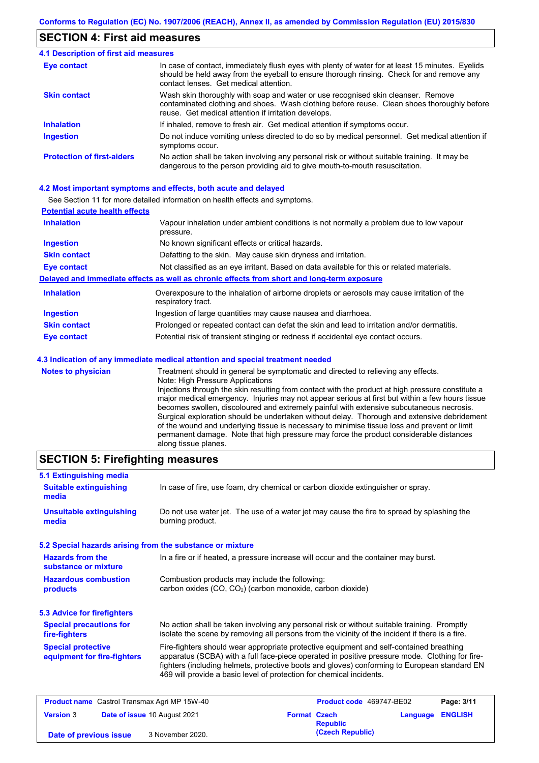## SECTION 4: First aid measures

### 4.1 Description of first aid measures

**Eye contact**
In case of contact, immediately flush eyes with plenty of water for at least 15 minutes. Eyelids should be held away from the eyeball to ensure thorough rinsing. Check for and remove any contact lenses. Get medical attention.

**Skin contact**
Wash skin thoroughly with soap and water or use recognised skin cleanser. Remove contaminated clothing and shoes. Wash clothing before reuse. Clean shoes thoroughly before reuse. Get medical attention if irritation develops.

**Inhalation**
If inhaled, remove to fresh air. Get medical attention if symptoms occur.

**Ingestion**
Do not induce vomiting unless directed to do so by medical personnel. Get medical attention if symptoms occur.

**Protection of first-aiders**
No action shall be taken involving any personal risk or without suitable training. It may be dangerous to the person providing aid to give mouth-to-mouth resuscitation.

### 4.2 Most important symptoms and effects, both acute and delayed

See Section 11 for more detailed information on health effects and symptoms.

**Potential acute health effects**

**Inhalation**
Vapour inhalation under ambient conditions is not normally a problem due to low vapour pressure.

**Ingestion**
No known significant effects or critical hazards.

**Skin contact**
Defatting to the skin. May cause skin dryness and irritation.

**Eye contact**
Not classified as an eye irritant. Based on data available for this or related materials.

**Delayed and immediate effects as well as chronic effects from short and long-term exposure**

**Inhalation**
Overexposure to the inhalation of airborne droplets or aerosols may cause irritation of the respiratory tract.

**Ingestion**
Ingestion of large quantities may cause nausea and diarrhoea.

**Skin contact**
Prolonged or repeated contact can defat the skin and lead to irritation and/or dermatitis.

**Eye contact**
Potential risk of transient stinging or redness if accidental eye contact occurs.

### 4.3 Indication of any immediate medical attention and special treatment needed

**Notes to physician**
Treatment should in general be symptomatic and directed to relieving any effects.
Note: High Pressure Applications
Injections through the skin resulting from contact with the product at high pressure constitute a major medical emergency. Injuries may not appear serious at first but within a few hours tissue becomes swollen, discoloured and extremely painful with extensive subcutaneous necrosis. Surgical exploration should be undertaken without delay. Thorough and extensive debridement of the wound and underlying tissue is necessary to minimise tissue loss and prevent or limit permanent damage. Note that high pressure may force the product considerable distances along tissue planes.

## SECTION 5: Firefighting measures

### 5.1 Extinguishing media

**Suitable extinguishing media**
In case of fire, use foam, dry chemical or carbon dioxide extinguisher or spray.

**Unsuitable extinguishing media**
Do not use water jet. The use of a water jet may cause the fire to spread by splashing the burning product.

### 5.2 Special hazards arising from the substance or mixture

**Hazards from the substance or mixture**
In a fire or if heated, a pressure increase will occur and the container may burst.

**Hazardous combustion products**
Combustion products may include the following:
carbon oxides ($CO$, $CO_2$) (carbon monoxide, carbon dioxide)

### 5.3 Advice for firefighters

**Special precautions for fire-fighters**
No action shall be taken involving any personal risk or without suitable training. Promptly isolate the scene by removing all persons from the vicinity of the incident if there is a fire.

**Special protective equipment for fire-fighters**
Fire-fighters should wear appropriate protective equipment and self-contained breathing apparatus (SCBA) with a full face-piece operated in positive pressure mode. Clothing for fire-fighters (including helmets, protective boots and gloves) conforming to European standard EN 469 will provide a basic level of protection for chemical incidents.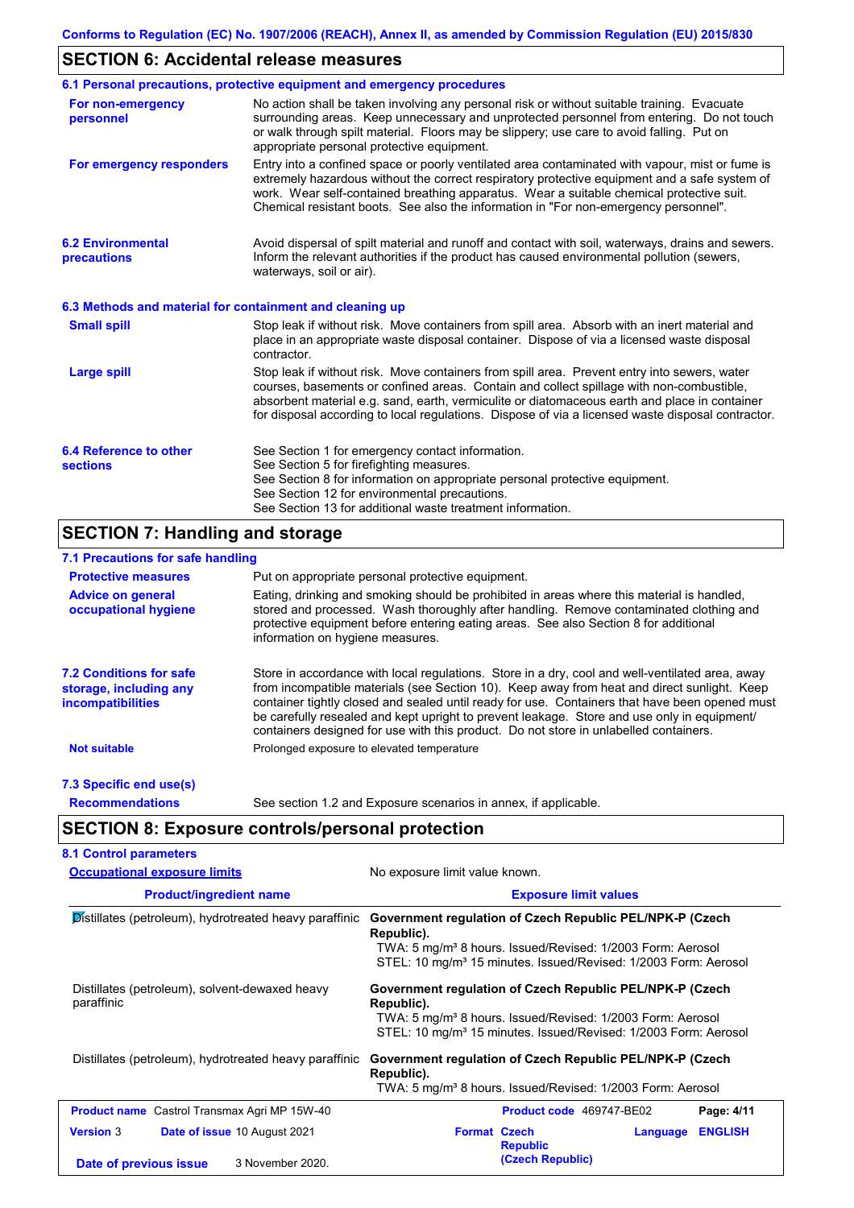## SECTION 6: Accidental release measures

### 6.1 Personal precautions, protective equipment and emergency procedures

**For non-emergency personnel**

No action shall be taken involving any personal risk or without suitable training. Evacuate surrounding areas. Keep unnecessary and unprotected personnel from entering. Do not touch or walk through spilt material. Floors may be slippery; use care to avoid falling. Put on appropriate personal protective equipment.

**For emergency responders**

Entry into a confined space or poorly ventilated area contaminated with vapour, mist or fume is extremely hazardous without the correct respiratory protective equipment and a safe system of work. Wear self-contained breathing apparatus. Wear a suitable chemical protective suit. Chemical resistant boots. See also the information in "For non-emergency personnel".

### 6.2 Environmental precautions

Avoid dispersal of spilt material and runoff and contact with soil, waterways, drains and sewers. Inform the relevant authorities if the product has caused environmental pollution (sewers, waterways, soil or air).

### 6.3 Methods and material for containment and cleaning up

**Small spill**

Stop leak if without risk. Move containers from spill area. Absorb with an inert material and place in an appropriate waste disposal container. Dispose of via a licensed waste disposal contractor.

**Large spill**

Stop leak if without risk. Move containers from spill area. Prevent entry into sewers, water courses, basements or confined areas. Contain and collect spillage with non-combustible, absorbent material e.g. sand, earth, vermiculite or diatomaceous earth and place in container for disposal according to local regulations. Dispose of via a licensed waste disposal contractor.

### 6.4 Reference to other sections

See Section 1 for emergency contact information.
See Section 5 for firefighting measures.
See Section 8 for information on appropriate personal protective equipment.
See Section 12 for environmental precautions.
See Section 13 for additional waste treatment information.

## SECTION 7: Handling and storage

### 7.1 Precautions for safe handling

**Protective measures**

Put on appropriate personal protective equipment.

**Advice on general occupational hygiene**

Eating, drinking and smoking should be prohibited in areas where this material is handled, stored and processed. Wash thoroughly after handling. Remove contaminated clothing and protective equipment before entering eating areas. See also Section 8 for additional information on hygiene measures.

### 7.2 Conditions for safe storage, including any incompatibilities

Store in accordance with local regulations. Store in a dry, cool and well-ventilated area, away from incompatible materials (see Section 10). Keep away from heat and direct sunlight. Keep container tightly closed and sealed until ready for use. Containers that have been opened must be carefully resealed and kept upright to prevent leakage. Store and use only in equipment/ containers designed for use with this product. Do not store in unlabelled containers.

**Not suitable**

Prolonged exposure to elevated temperature

### 7.3 Specific end use(s)

**Recommendations**

See section 1.2 and Exposure scenarios in annex, if applicable.

## SECTION 8: Exposure controls/personal protection

### 8.1 Control parameters

**Occupational exposure limits**

No exposure limit value known.

| Product/ingredient name | Exposure limit values |
|---|---|
| Distillates (petroleum), hydrotreated heavy paraffinic | **Government regulation of Czech Republic PEL/NPK-P (Czech Republic).** TWA: 5 mg/m³ 8 hours. Issued/Revised: 1/2003 Form: Aerosol STEL: 10 mg/m³ 15 minutes. Issued/Revised: 1/2003 Form: Aerosol |
| Distillates (petroleum), solvent-dewaxed heavy paraffinic | **Government regulation of Czech Republic PEL/NPK-P (Czech Republic).** TWA: 5 mg/m³ 8 hours. Issued/Revised: 1/2003 Form: Aerosol STEL: 10 mg/m³ 15 minutes. Issued/Revised: 1/2003 Form: Aerosol |
| Distillates (petroleum), hydrotreated heavy paraffinic | **Government regulation of Czech Republic PEL/NPK-P (Czech Republic).** TWA: 5 mg/m³ 8 hours. Issued/Revised: 1/2003 Form: Aerosol |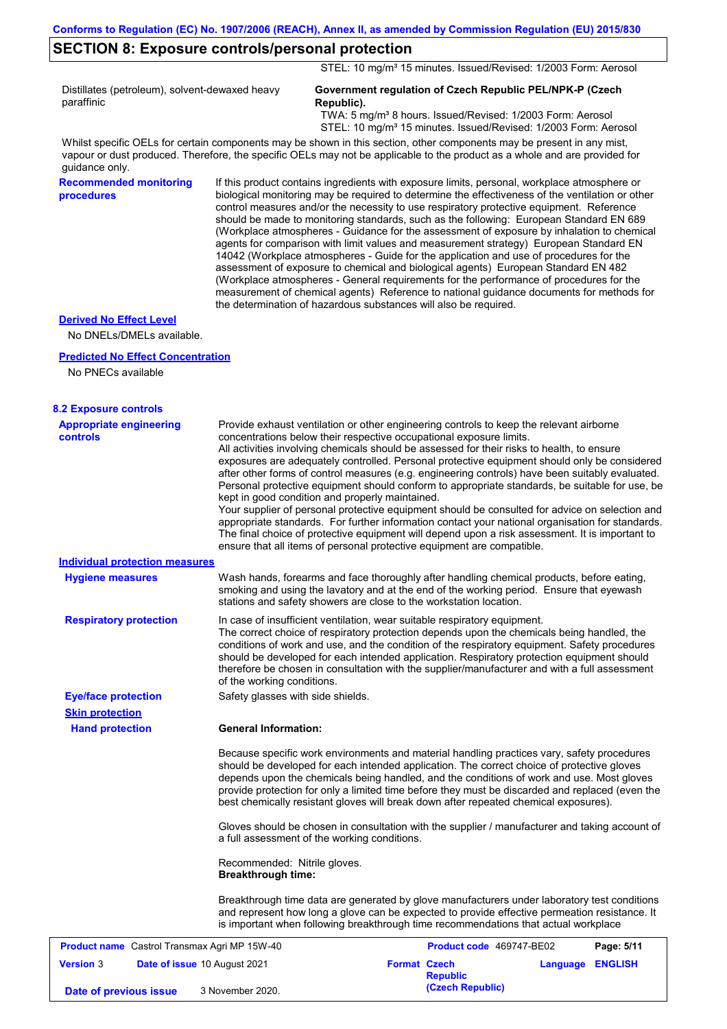## SECTION 8: Exposure controls/personal protection

| | |
|---|---|
| | STEL: 10 mg/m³ 15 minutes. Issued/Revised: 1/2003 Form: Aerosol |
| Distillates (petroleum), solvent-dewaxed heavy paraffinic | **Government regulation of Czech Republic PEL/NPK-P (Czech Republic).**<br>TWA: 5 mg/m³ 8 hours. Issued/Revised: 1/2003 Form: Aerosol<br>STEL: 10 mg/m³ 15 minutes. Issued/Revised: 1/2003 Form: Aerosol |

Whilst specific OELs for certain components may be shown in this section, other components may be present in any mist, vapour or dust produced. Therefore, the specific OELs may not be applicable to the product as a whole and are provided for guidance only.

**Recommended monitoring procedures**

If this product contains ingredients with exposure limits, personal, workplace atmosphere or biological monitoring may be required to determine the effectiveness of the ventilation or other control measures and/or the necessity to use respiratory protective equipment. Reference should be made to monitoring standards, such as the following: European Standard EN 689 (Workplace atmospheres - Guidance for the assessment of exposure by inhalation to chemical agents for comparison with limit values and measurement strategy) European Standard EN 14042 (Workplace atmospheres - Guide for the application and use of procedures for the assessment of exposure to chemical and biological agents) European Standard EN 482 (Workplace atmospheres - General requirements for the performance of procedures for the measurement of chemical agents) Reference to national guidance documents for methods for the determination of hazardous substances will also be required.

**Derived No Effect Level**

No DNELs/DMELs available.

**Predicted No Effect Concentration**

No PNECs available

### 8.2 Exposure controls

**Appropriate engineering controls**

Provide exhaust ventilation or other engineering controls to keep the relevant airborne concentrations below their respective occupational exposure limits.
All activities involving chemicals should be assessed for their risks to health, to ensure exposures are adequately controlled. Personal protective equipment should only be considered after other forms of control measures (e.g. engineering controls) have been suitably evaluated. Personal protective equipment should conform to appropriate standards, be suitable for use, be kept in good condition and properly maintained.
Your supplier of personal protective equipment should be consulted for advice on selection and appropriate standards. For further information contact your national organisation for standards. The final choice of protective equipment will depend upon a risk assessment. It is important to ensure that all items of personal protective equipment are compatible.

**Individual protection measures**

**Hygiene measures**

Wash hands, forearms and face thoroughly after handling chemical products, before eating, smoking and using the lavatory and at the end of the working period. Ensure that eyewash stations and safety showers are close to the workstation location.

**Respiratory protection**

In case of insufficient ventilation, wear suitable respiratory equipment.
The correct choice of respiratory protection depends upon the chemicals being handled, the conditions of work and use, and the condition of the respiratory equipment. Safety procedures should be developed for each intended application. Respiratory protection equipment should therefore be chosen in consultation with the supplier/manufacturer and with a full assessment of the working conditions.

**Eye/face protection**

Safety glasses with side shields.

**Skin protection**

**Hand protection**

**General Information:**

Because specific work environments and material handling practices vary, safety procedures should be developed for each intended application. The correct choice of protective gloves depends upon the chemicals being handled, and the conditions of work and use. Most gloves provide protection for only a limited time before they must be discarded and replaced (even the best chemically resistant gloves will break down after repeated chemical exposures).

Gloves should be chosen in consultation with the supplier / manufacturer and taking account of a full assessment of the working conditions.

Recommended: Nitrile gloves.
**Breakthrough time:**

Breakthrough time data are generated by glove manufacturers under laboratory test conditions and represent how long a glove can be expected to provide effective permeation resistance. It is important when following breakthrough time recommendations that actual workplace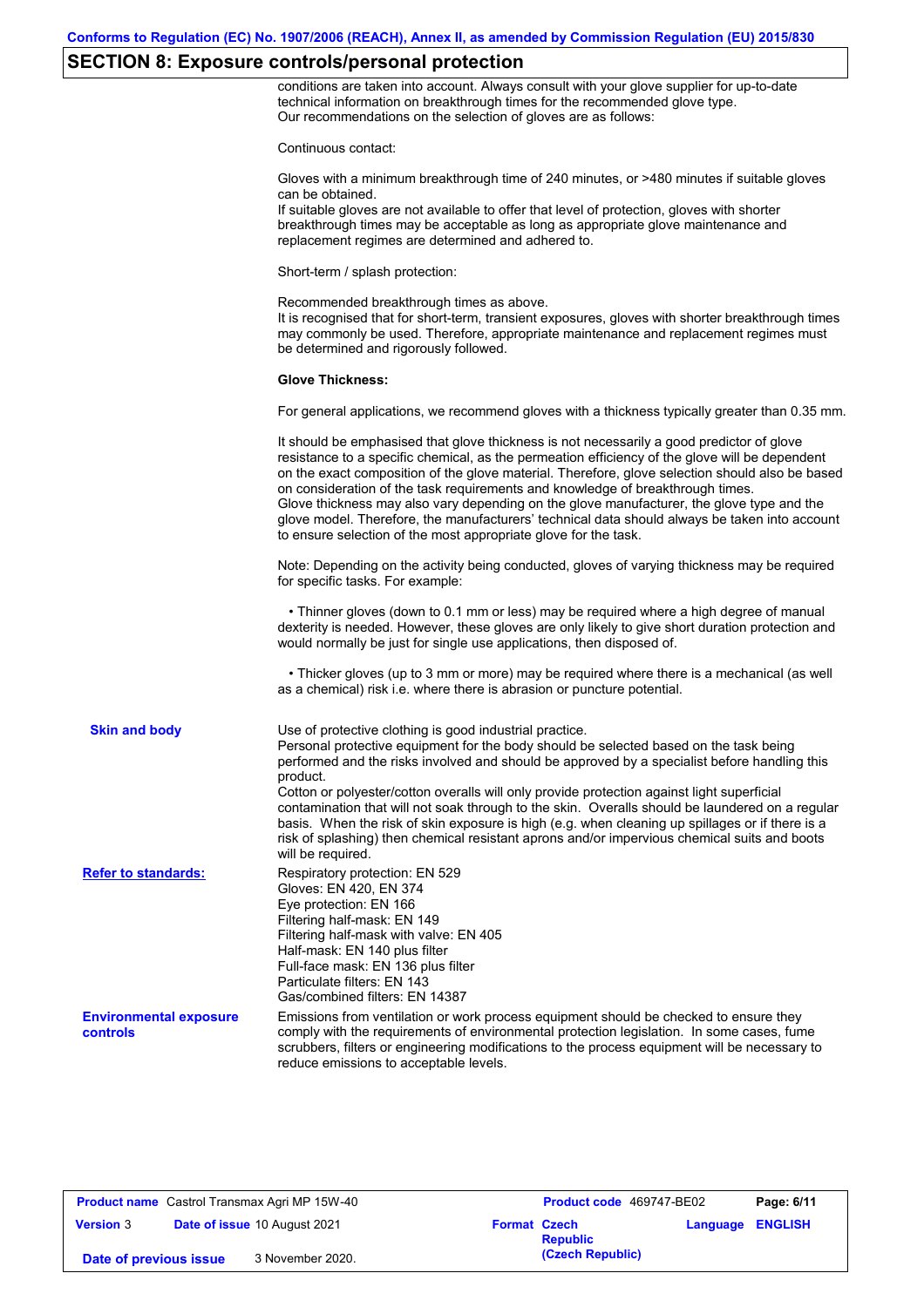## SECTION 8: Exposure controls/personal protection

conditions are taken into account. Always consult with your glove supplier for up-to-date technical information on breakthrough times for the recommended glove type.
Our recommendations on the selection of gloves are as follows:

Continuous contact:

Gloves with a minimum breakthrough time of 240 minutes, or >480 minutes if suitable gloves can be obtained.
If suitable gloves are not available to offer that level of protection, gloves with shorter breakthrough times may be acceptable as long as appropriate glove maintenance and replacement regimes are determined and adhered to.

Short-term / splash protection:

Recommended breakthrough times as above.
It is recognised that for short-term, transient exposures, gloves with shorter breakthrough times may commonly be used. Therefore, appropriate maintenance and replacement regimes must be determined and rigorously followed.

**Glove Thickness:**

For general applications, we recommend gloves with a thickness typically greater than 0.35 mm.

It should be emphasised that glove thickness is not necessarily a good predictor of glove resistance to a specific chemical, as the permeation efficiency of the glove will be dependent on the exact composition of the glove material. Therefore, glove selection should also be based on consideration of the task requirements and knowledge of breakthrough times.
Glove thickness may also vary depending on the glove manufacturer, the glove type and the glove model. Therefore, the manufacturers' technical data should always be taken into account to ensure selection of the most appropriate glove for the task.

Note: Depending on the activity being conducted, gloves of varying thickness may be required for specific tasks. For example:

- Thinner gloves (down to 0.1 mm or less) may be required where a high degree of manual dexterity is needed. However, these gloves are only likely to give short duration protection and would normally be just for single use applications, then disposed of.

- Thicker gloves (up to 3 mm or more) may be required where there is a mechanical (as well as a chemical) risk i.e. where there is abrasion or puncture potential.

**Skin and body**

Use of protective clothing is good industrial practice.
Personal protective equipment for the body should be selected based on the task being performed and the risks involved and should be approved by a specialist before handling this product.
Cotton or polyester/cotton overalls will only provide protection against light superficial contamination that will not soak through to the skin. Overalls should be laundered on a regular basis. When the risk of skin exposure is high (e.g. when cleaning up spillages or if there is a risk of splashing) then chemical resistant aprons and/or impervious chemical suits and boots will be required.

**Refer to standards:**

Respiratory protection: EN 529
Gloves: EN 420, EN 374
Eye protection: EN 166
Filtering half-mask: EN 149
Filtering half-mask with valve: EN 405
Half-mask: EN 140 plus filter
Full-face mask: EN 136 plus filter
Particulate filters: EN 143
Gas/combined filters: EN 14387

**Environmental exposure controls**

Emissions from ventilation or work process equipment should be checked to ensure they comply with the requirements of environmental protection legislation. In some cases, fume scrubbers, filters or engineering modifications to the process equipment will be necessary to reduce emissions to acceptable levels.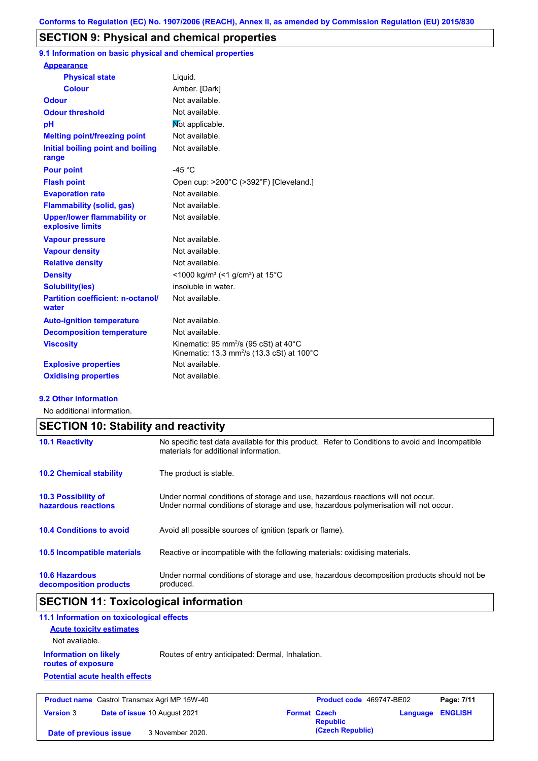## SECTION 9: Physical and chemical properties

### 9.1 Information on basic physical and chemical properties

**Appearance**

| | |
|---|---|
| **Physical state** | Liquid. |
| **Colour** | Amber. [Dark] |
| **Odour** | Not available. |
| **Odour threshold** | Not available. |
| **pH** | Not applicable. |
| **Melting point/freezing point** | Not available. |
| **Initial boiling point and boiling range** | Not available. |
| **Pour point** | -45 °C |
| **Flash point** | Open cup: >200°C (>392°F) [Cleveland.] |
| **Evaporation rate** | Not available. |
| **Flammability (solid, gas)** | Not available. |
| **Upper/lower flammability or explosive limits** | Not available. |
| **Vapour pressure** | Not available. |
| **Vapour density** | Not available. |
| **Relative density** | Not available. |
| **Density** | <1000 kg/m³ (<1 g/cm³) at 15°C |
| **Solubility(ies)** | insoluble in water. |
| **Partition coefficient: n-octanol/ water** | Not available. |
| **Auto-ignition temperature** | Not available. |
| **Decomposition temperature** | Not available. |
| **Viscosity** | Kinematic: 95 $mm^2/s$ (95 cSt) at 40°C<br>Kinematic: 13.3 $mm^2/s$ (13.3 cSt) at 100°C |
| **Explosive properties** | Not available. |
| **Oxidising properties** | Not available. |

### 9.2 Other information

No additional information.

## SECTION 10: Stability and reactivity

| | |
|---|---|
| **10.1 Reactivity** | No specific test data available for this product. Refer to Conditions to avoid and Incompatible materials for additional information. |
| **10.2 Chemical stability** | The product is stable. |
| **10.3 Possibility of hazardous reactions** | Under normal conditions of storage and use, hazardous reactions will not occur.<br>Under normal conditions of storage and use, hazardous polymerisation will not occur. |
| **10.4 Conditions to avoid** | Avoid all possible sources of ignition (spark or flame). |
| **10.5 Incompatible materials** | Reactive or incompatible with the following materials: oxidising materials. |
| **10.6 Hazardous decomposition products** | Under normal conditions of storage and use, hazardous decomposition products should not be produced. |

## SECTION 11: Toxicological information

### 11.1 Information on toxicological effects

**Acute toxicity estimates**

Not available.

**Information on likely routes of exposure**: Routes of entry anticipated: Dermal, Inhalation.

**Potential acute health effects**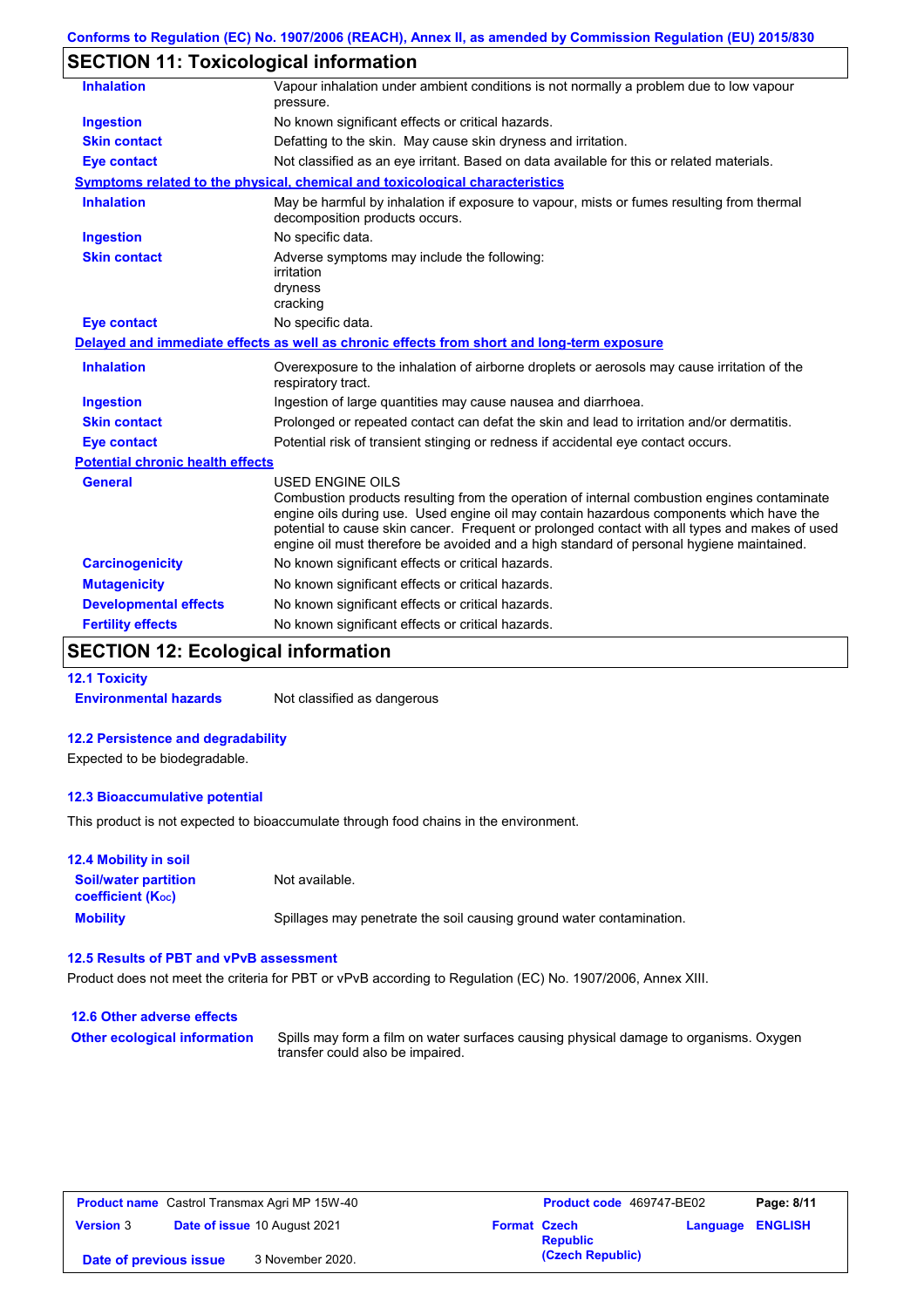## SECTION 11: Toxicological information

| | |
|---|---|
| **Inhalation** | Vapour inhalation under ambient conditions is not normally a problem due to low vapour pressure. |
| **Ingestion** | No known significant effects or critical hazards. |
| **Skin contact** | Defatting to the skin. May cause skin dryness and irritation. |
| **Eye contact** | Not classified as an eye irritant. Based on data available for this or related materials. |

**Symptoms related to the physical, chemical and toxicological characteristics**

| | |
|---|---|
| **Inhalation** | May be harmful by inhalation if exposure to vapour, mists or fumes resulting from thermal decomposition products occurs. |
| **Ingestion** | No specific data. |
| **Skin contact** | Adverse symptoms may include the following:<br>irritation<br>dryness<br>cracking |
| **Eye contact** | No specific data. |

**Delayed and immediate effects as well as chronic effects from short and long-term exposure**

| | |
|---|---|
| **Inhalation** | Overexposure to the inhalation of airborne droplets or aerosols may cause irritation of the respiratory tract. |
| **Ingestion** | Ingestion of large quantities may cause nausea and diarrhoea. |
| **Skin contact** | Prolonged or repeated contact can defat the skin and lead to irritation and/or dermatitis. |
| **Eye contact** | Potential risk of transient stinging or redness if accidental eye contact occurs. |

**Potential chronic health effects**

| | |
|---|---|
| **General** | USED ENGINE OILS<br>Combustion products resulting from the operation of internal combustion engines contaminate engine oils during use. Used engine oil may contain hazardous components which have the potential to cause skin cancer. Frequent or prolonged contact with all types and makes of used engine oil must therefore be avoided and a high standard of personal hygiene maintained. |
| **Carcinogenicity** | No known significant effects or critical hazards. |
| **Mutagenicity** | No known significant effects or critical hazards. |
| **Developmental effects** | No known significant effects or critical hazards. |
| **Fertility effects** | No known significant effects or critical hazards. |

## SECTION 12: Ecological information

### 12.1 Toxicity

**Environmental hazards** Not classified as dangerous

### 12.2 Persistence and degradability

Expected to be biodegradable.

### 12.3 Bioaccumulative potential

This product is not expected to bioaccumulate through food chains in the environment.

### 12.4 Mobility in soil

| | |
|---|---|
| **Soil/water partition coefficient ($K_{OC}$)** | Not available. |
| **Mobility** | Spillages may penetrate the soil causing ground water contamination. |

### 12.5 Results of PBT and vPvB assessment

Product does not meet the criteria for PBT or vPvB according to Regulation (EC) No. 1907/2006, Annex XIII.

### 12.6 Other adverse effects

**Other ecological information** Spills may form a film on water surfaces causing physical damage to organisms. Oxygen transfer could also be impaired.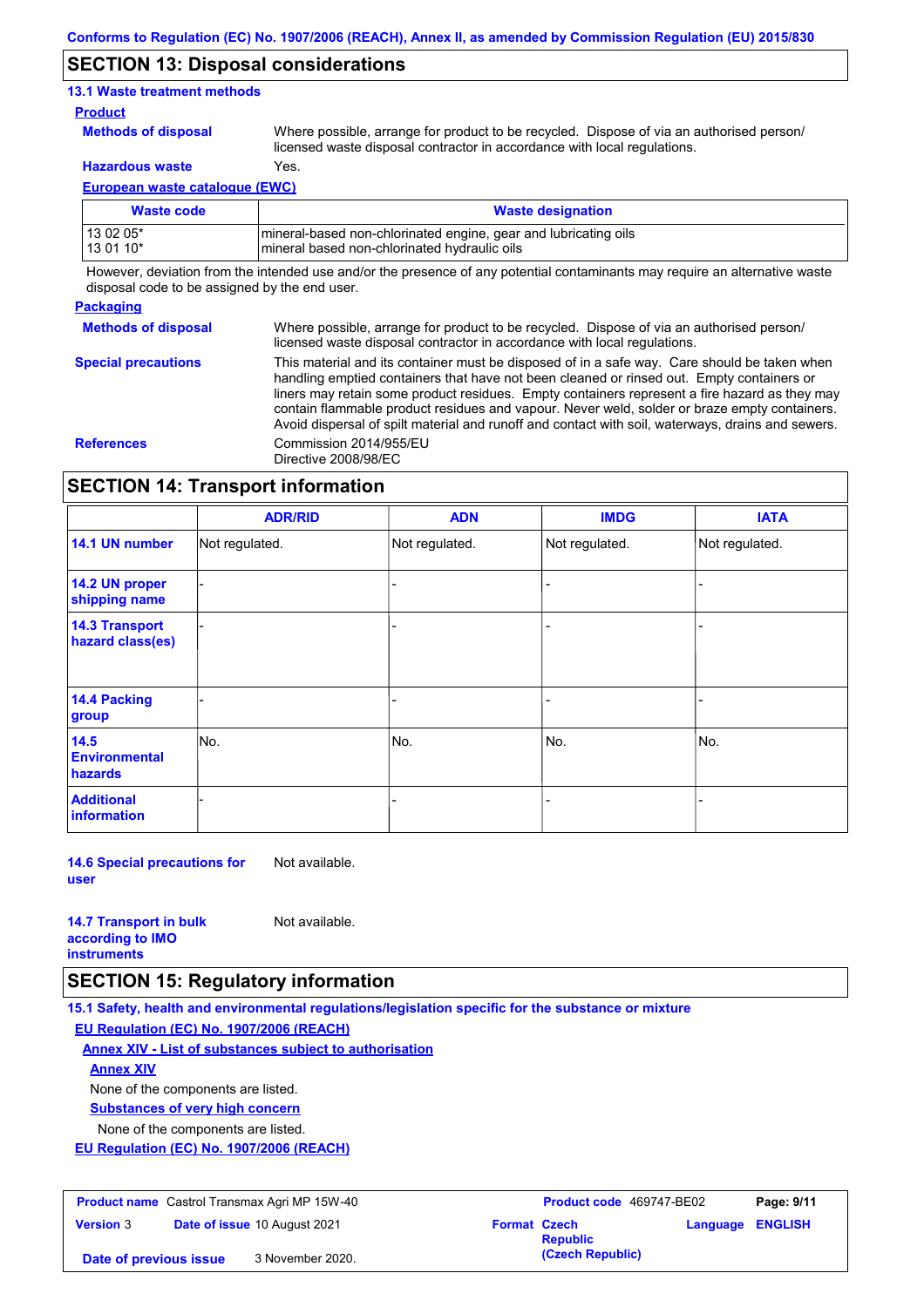## SECTION 13: Disposal considerations

### 13.1 Waste treatment methods

**Product**

**Methods of disposal**: Where possible, arrange for product to be recycled. Dispose of via an authorised person/ licensed waste disposal contractor in accordance with local regulations.

**Hazardous waste**: Yes.

**European waste catalogue (EWC)**

| Waste code | Waste designation |
|---|---|
| 13 02 05* <br> 13 01 10* | mineral-based non-chlorinated engine, gear and lubricating oils <br> mineral based non-chlorinated hydraulic oils |

However, deviation from the intended use and/or the presence of any potential contaminants may require an alternative waste disposal code to be assigned by the end user.

**Packaging**

**Methods of disposal**: Where possible, arrange for product to be recycled. Dispose of via an authorised person/ licensed waste disposal contractor in accordance with local regulations.

**Special precautions**: This material and its container must be disposed of in a safe way. Care should be taken when handling emptied containers that have not been cleaned or rinsed out. Empty containers or liners may retain some product residues. Empty containers represent a fire hazard as they may contain flammable product residues and vapour. Never weld, solder or braze empty containers. Avoid dispersal of spilt material and runoff and contact with soil, waterways, drains and sewers.

**References**: Commission 2014/955/EU
Directive 2008/98/EC

## SECTION 14: Transport information

| | ADR/RID | ADN | IMDG | IATA |
|---|---|---|---|---|
| **14.1 UN number** | Not regulated. | Not regulated. | Not regulated. | Not regulated. |
| **14.2 UN proper shipping name** | - | - | - | - |
| **14.3 Transport hazard class(es)** | - | - | - | - |
| **14.4 Packing group** | - | - | - | - |
| **14.5 Environmental hazards** | No. | No. | No. | No. |
| **Additional information** | - | - | - | - |

**14.6 Special precautions for user**: Not available.

**14.7 Transport in bulk according to IMO instruments**: Not available.

## SECTION 15: Regulatory information

**15.1 Safety, health and environmental regulations/legislation specific for the substance or mixture**

**EU Regulation (EC) No. 1907/2006 (REACH)**

**Annex XIV - List of substances subject to authorisation**

**Annex XIV**

None of the components are listed.

**Substances of very high concern**

None of the components are listed.

**EU Regulation (EC) No. 1907/2006 (REACH)**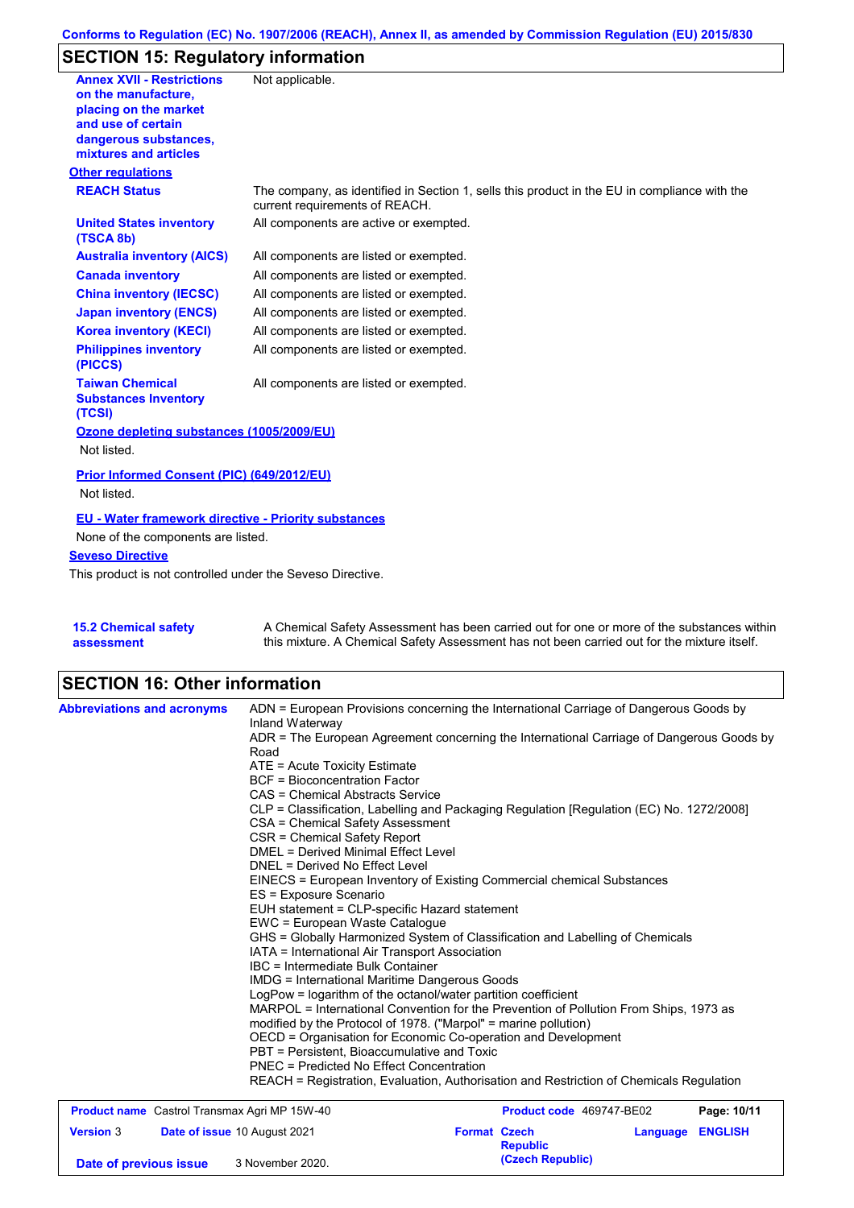## SECTION 15: Regulatory information

| | |
|---|---|
| **Annex XVII - Restrictions on the manufacture, placing on the market and use of certain dangerous substances, mixtures and articles** | Not applicable. |

**Other regulations**

| | |
|---|---|
| **REACH Status** | The company, as identified in Section 1, sells this product in the EU in compliance with the current requirements of REACH. |
| **United States inventory (TSCA 8b)** | All components are active or exempted. |
| **Australia inventory (AICS)** | All components are listed or exempted. |
| **Canada inventory** | All components are listed or exempted. |
| **China inventory (IECSC)** | All components are listed or exempted. |
| **Japan inventory (ENCS)** | All components are listed or exempted. |
| **Korea inventory (KECI)** | All components are listed or exempted. |
| **Philippines inventory (PICCS)** | All components are listed or exempted. |
| **Taiwan Chemical Substances Inventory (TCSI)** | All components are listed or exempted. |

**Ozone depleting substances (1005/2009/EU)**

Not listed.

**Prior Informed Consent (PIC) (649/2012/EU)**

Not listed.

**EU - Water framework directive - Priority substances**

None of the components are listed.

**Seveso Directive**

This product is not controlled under the Seveso Directive.

| | |
|---|---|
| **15.2 Chemical safety assessment** | A Chemical Safety Assessment has been carried out for one or more of the substances within this mixture. A Chemical Safety Assessment has not been carried out for the mixture itself. |

## SECTION 16: Other information

**Abbreviations and acronyms**

ADN = European Provisions concerning the International Carriage of Dangerous Goods by Inland Waterway
ADR = The European Agreement concerning the International Carriage of Dangerous Goods by Road
ATE = Acute Toxicity Estimate
BCF = Bioconcentration Factor
CAS = Chemical Abstracts Service
CLP = Classification, Labelling and Packaging Regulation [Regulation (EC) No. 1272/2008]
CSA = Chemical Safety Assessment
CSR = Chemical Safety Report
DMEL = Derived Minimal Effect Level
DNEL = Derived No Effect Level
EINECS = European Inventory of Existing Commercial chemical Substances
ES = Exposure Scenario
EUH statement = CLP-specific Hazard statement
EWC = European Waste Catalogue
GHS = Globally Harmonized System of Classification and Labelling of Chemicals
IATA = International Air Transport Association
IBC = Intermediate Bulk Container
IMDG = International Maritime Dangerous Goods
LogPow = logarithm of the octanol/water partition coefficient
MARPOL = International Convention for the Prevention of Pollution From Ships, 1973 as modified by the Protocol of 1978. ("Marpol" = marine pollution)
OECD = Organisation for Economic Co-operation and Development
PBT = Persistent, Bioaccumulative and Toxic
PNEC = Predicted No Effect Concentration
REACH = Registration, Evaluation, Authorisation and Restriction of Chemicals Regulation

| | | | |
|---|---|---|---|
| **Product name** Castrol Transmax Agri MP 15W-40 | | **Product code** 469747-BE02 | |
| **Version** 3 | **Date of issue** 10 August 2021 | **Format** Czech Republic (Czech Republic) | **Language** ENGLISH |
| **Date of previous issue** | 3 November 2020. | | |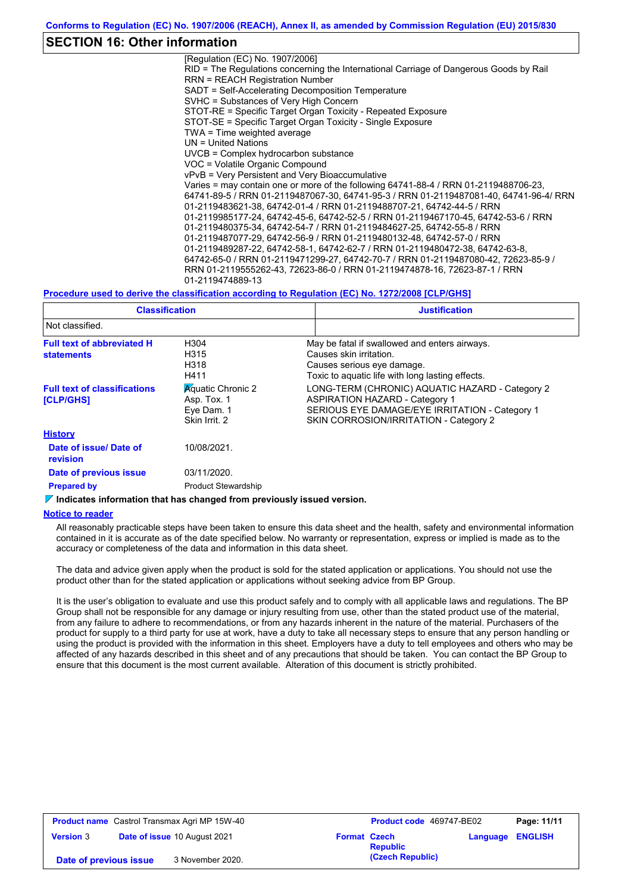## SECTION 16: Other information

[Regulation (EC) No. 1907/2006]
RID = The Regulations concerning the International Carriage of Dangerous Goods by Rail
RRN = REACH Registration Number
SADT = Self-Accelerating Decomposition Temperature
SVHC = Substances of Very High Concern
STOT-RE = Specific Target Organ Toxicity - Repeated Exposure
STOT-SE = Specific Target Organ Toxicity - Single Exposure
TWA = Time weighted average
UN = United Nations
UVCB = Complex hydrocarbon substance
VOC = Volatile Organic Compound
vPvB = Very Persistent and Very Bioaccumulative
Varies = may contain one or more of the following 64741-88-4 / RRN 01-2119488706-23, 64741-89-5 / RRN 01-2119487067-30, 64741-95-3 / RRN 01-2119487081-40, 64741-96-4/ RRN 01-2119483621-38, 64742-01-4 / RRN 01-2119488707-21, 64742-44-5 / RRN 01-2119985177-24, 64742-45-6, 64742-52-5 / RRN 01-2119467170-45, 64742-53-6 / RRN 01-2119480375-34, 64742-54-7 / RRN 01-2119484627-25, 64742-55-8 / RRN 01-2119487077-29, 64742-56-9 / RRN 01-2119480132-48, 64742-57-0 / RRN 01-2119489287-22, 64742-58-1, 64742-62-7 / RRN 01-2119480472-38, 64742-63-8, 64742-65-0 / RRN 01-2119471299-27, 64742-70-7 / RRN 01-2119487080-42, 72623-85-9 / RRN 01-2119555262-43, 72623-86-0 / RRN 01-2119474878-16, 72623-87-1 / RRN 01-2119474889-13

**Procedure used to derive the classification according to Regulation (EC) No. 1272/2008 [CLP/GHS]**

| Classification | Justification |
|---|---|
| Not classified. | |

**Full text of abbreviated H statements**

| | |
|---|---|
| H304 | May be fatal if swallowed and enters airways. |
| H315 | Causes skin irritation. |
| H318 | Causes serious eye damage. |
| H411 | Toxic to aquatic life with long lasting effects. |

**Full text of classifications [CLP/GHS]**

| | |
|---|---|
| Aquatic Chronic 2 | LONG-TERM (CHRONIC) AQUATIC HAZARD - Category 2 |
| Asp. Tox. 1 | ASPIRATION HAZARD - Category 1 |
| Eye Dam. 1 | SERIOUS EYE DAMAGE/EYE IRRITATION - Category 1 |
| Skin Irrit. 2 | SKIN CORROSION/IRRITATION - Category 2 |

**History**

**Date of issue/ Date of revision:** 10/08/2021.

**Date of previous issue:** 03/11/2020.

**Prepared by:** Product Stewardship

**Indicates information that has changed from previously issued version.**

**Notice to reader**

All reasonably practicable steps have been taken to ensure this data sheet and the health, safety and environmental information contained in it is accurate as of the date specified below. No warranty or representation, express or implied is made as to the accuracy or completeness of the data and information in this data sheet.

The data and advice given apply when the product is sold for the stated application or applications. You should not use the product other than for the stated application or applications without seeking advice from BP Group.

It is the user's obligation to evaluate and use this product safely and to comply with all applicable laws and regulations. The BP Group shall not be responsible for any damage or injury resulting from use, other than the stated product use of the material, from any failure to adhere to recommendations, or from any hazards inherent in the nature of the material. Purchasers of the product for supply to a third party for use at work, have a duty to take all necessary steps to ensure that any person handling or using the product is provided with the information in this sheet. Employers have a duty to tell employees and others who may be affected of any hazards described in this sheet and of any precautions that should be taken. You can contact the BP Group to ensure that this document is the most current available. Alteration of this document is strictly prohibited.